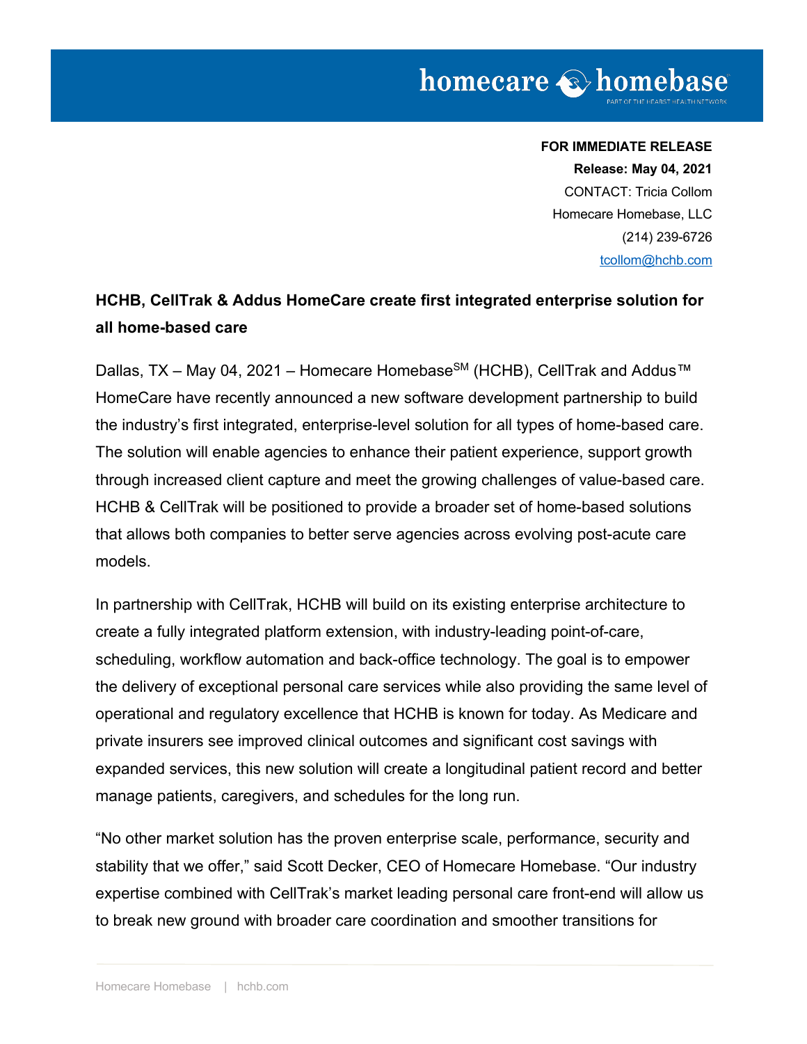**FOR IMMEDIATE RELEASE**

**Release: May 04, 2021**

CONTACT: Tricia Collom

Homecare Homebase, LLC

(214) 239-6726

tcollom@hchb.com

## HCHB, CellTrak & Addus HomeCare create first integrated enterprise solution for all home-based care

Dallas, TX – May 04, 2021 – Homecare Homebase℠ (HCHB), CellTrak and Addus™ HomeCare have recently announced a new software development partnership to build the industry's first integrated, enterprise-level solution for all types of home-based care. The solution will enable agencies to enhance their patient experience, support growth through increased client capture and meet the growing challenges of value-based care. HCHB & CellTrak will be positioned to provide a broader set of home-based solutions that allows both companies to better serve agencies across evolving post-acute care models.

In partnership with CellTrak, HCHB will build on its existing enterprise architecture to create a fully integrated platform extension, with industry-leading point-of-care, scheduling, workflow automation and back-office technology. The goal is to empower the delivery of exceptional personal care services while also providing the same level of operational and regulatory excellence that HCHB is known for today. As Medicare and private insurers see improved clinical outcomes and significant cost savings with expanded services, this new solution will create a longitudinal patient record and better manage patients, caregivers, and schedules for the long run.

"No other market solution has the proven enterprise scale, performance, security and stability that we offer," said Scott Decker, CEO of Homecare Homebase. "Our industry expertise combined with CellTrak's market leading personal care front-end will allow us to break new ground with broader care coordination and smoother transitions for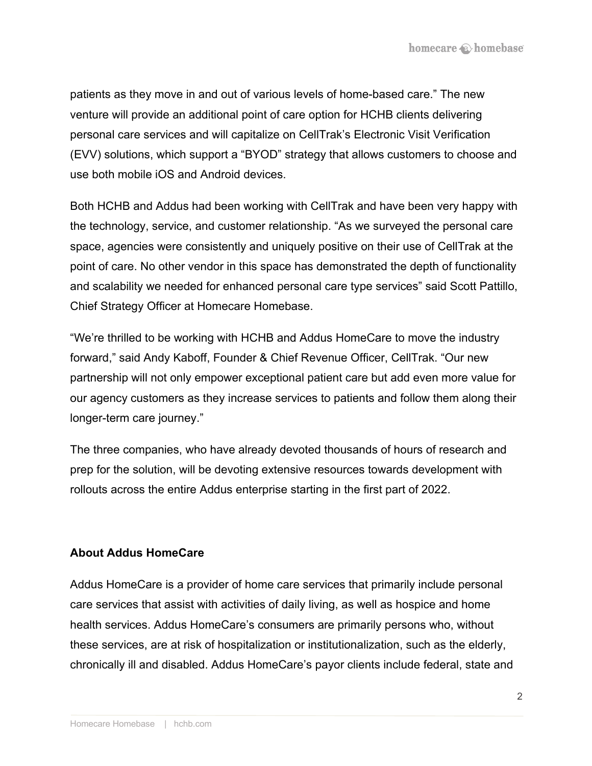patients as they move in and out of various levels of home-based care." The new venture will provide an additional point of care option for HCHB clients delivering personal care services and will capitalize on CellTrak's Electronic Visit Verification (EVV) solutions, which support a "BYOD" strategy that allows customers to choose and use both mobile iOS and Android devices.

Both HCHB and Addus had been working with CellTrak and have been very happy with the technology, service, and customer relationship. "As we surveyed the personal care space, agencies were consistently and uniquely positive on their use of CellTrak at the point of care. No other vendor in this space has demonstrated the depth of functionality and scalability we needed for enhanced personal care type services" said Scott Pattillo, Chief Strategy Officer at Homecare Homebase.

"We're thrilled to be working with HCHB and Addus HomeCare to move the industry forward," said Andy Kaboff, Founder & Chief Revenue Officer, CellTrak. "Our new partnership will not only empower exceptional patient care but add even more value for our agency customers as they increase services to patients and follow them along their longer-term care journey."

The three companies, who have already devoted thousands of hours of research and prep for the solution, will be devoting extensive resources towards development with rollouts across the entire Addus enterprise starting in the first part of 2022.

**About Addus HomeCare**

Addus HomeCare is a provider of home care services that primarily include personal care services that assist with activities of daily living, as well as hospice and home health services. Addus HomeCare's consumers are primarily persons who, without these services, are at risk of hospitalization or institutionalization, such as the elderly, chronically ill and disabled. Addus HomeCare's payor clients include federal, state and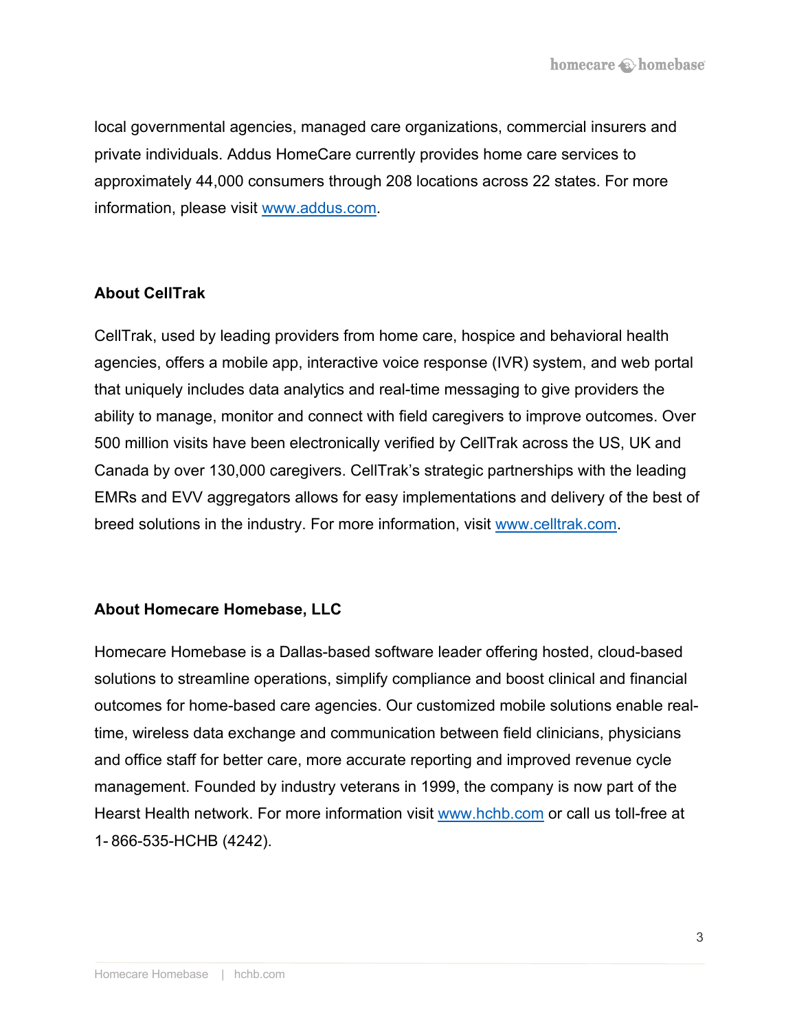local governmental agencies, managed care organizations, commercial insurers and private individuals. Addus HomeCare currently provides home care services to approximately 44,000 consumers through 208 locations across 22 states. For more information, please visit [www.addus.com](http://www.addus.com).

**About CellTrak**

CellTrak, used by leading providers from home care, hospice and behavioral health agencies, offers a mobile app, interactive voice response (IVR) system, and web portal that uniquely includes data analytics and real-time messaging to give providers the ability to manage, monitor and connect with field caregivers to improve outcomes. Over 500 million visits have been electronically verified by CellTrak across the US, UK and Canada by over 130,000 caregivers. CellTrak's strategic partnerships with the leading EMRs and EVV aggregators allows for easy implementations and delivery of the best of breed solutions in the industry. For more information, visit [www.celltrak.com](http://www.celltrak.com).

**About Homecare Homebase, LLC**

Homecare Homebase is a Dallas-based software leader offering hosted, cloud-based solutions to streamline operations, simplify compliance and boost clinical and financial outcomes for home-based care agencies. Our customized mobile solutions enable real-time, wireless data exchange and communication between field clinicians, physicians and office staff for better care, more accurate reporting and improved revenue cycle management. Founded by industry veterans in 1999, the company is now part of the Hearst Health network. For more information visit [www.hchb.com](http://www.hchb.com) or call us toll-free at 1- 866-535-HCHB (4242).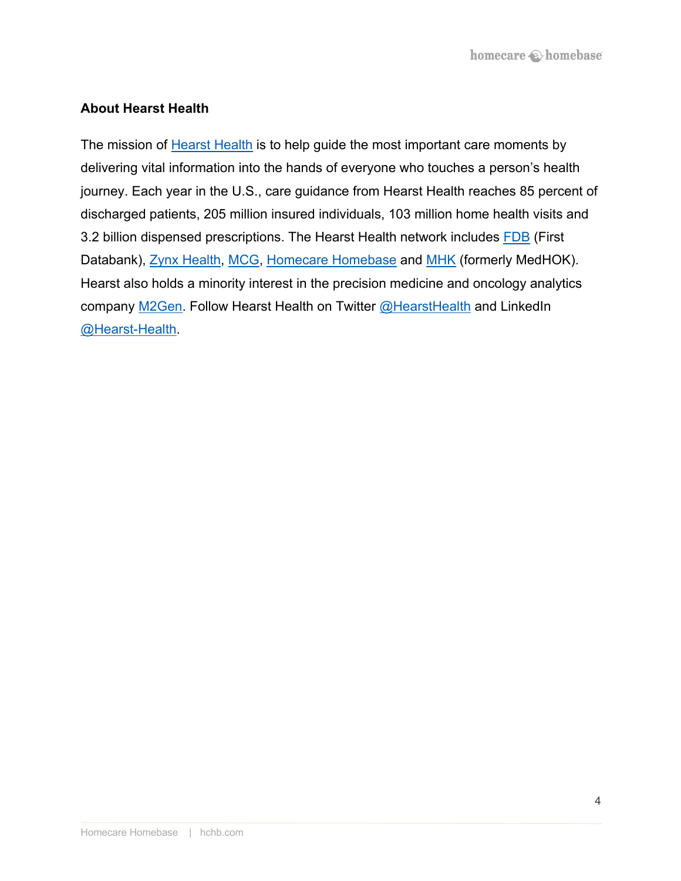**About Hearst Health**

The mission of Hearst Health is to help guide the most important care moments by delivering vital information into the hands of everyone who touches a person's health journey. Each year in the U.S., care guidance from Hearst Health reaches 85 percent of discharged patients, 205 million insured individuals, 103 million home health visits and 3.2 billion dispensed prescriptions. The Hearst Health network includes FDB (First Databank), Zynx Health, MCG, Homecare Homebase and MHK (formerly MedHOK). Hearst also holds a minority interest in the precision medicine and oncology analytics company M2Gen. Follow Hearst Health on Twitter @HearstHealth and LinkedIn @Hearst-Health.